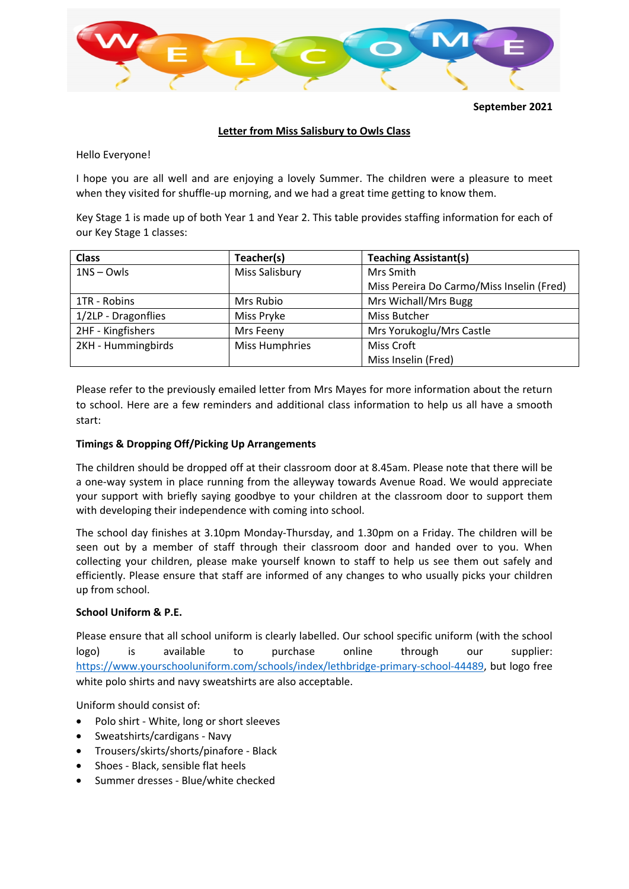WELCOME

**September 2021**

**Letter from Miss Salisbury to Owls Class**

Hello Everyone!

I hope you are all well and are enjoying a lovely Summer. The children were a pleasure to meet when they visited for shuffle-up morning, and we had a great time getting to know them.

Key Stage 1 is made up of both Year 1 and Year 2. This table provides staffing information for each of our Key Stage 1 classes:

| Class | Teacher(s) | Teaching Assistant(s) |
|---|---|---|
| 1NS – Owls | Miss Salisbury | Mrs Smith<br>Miss Pereira Do Carmo/Miss Inselin (Fred) |
| 1TR - Robins | Mrs Rubio | Mrs Wichall/Mrs Bugg |
| 1/2LP - Dragonflies | Miss Pryke | Miss Butcher |
| 2HF - Kingfishers | Mrs Feeny | Mrs Yorukoglu/Mrs Castle |
| 2KH - Hummingbirds | Miss Humphries | Miss Croft<br>Miss Inselin (Fred) |

Please refer to the previously emailed letter from Mrs Mayes for more information about the return to school. Here are a few reminders and additional class information to help us all have a smooth start:

**Timings & Dropping Off/Picking Up Arrangements**

The children should be dropped off at their classroom door at 8.45am. Please note that there will be a one-way system in place running from the alleyway towards Avenue Road. We would appreciate your support with briefly saying goodbye to your children at the classroom door to support them with developing their independence with coming into school.

The school day finishes at 3.10pm Monday-Thursday, and 1.30pm on a Friday. The children will be seen out by a member of staff through their classroom door and handed over to you. When collecting your children, please make yourself known to staff to help us see them out safely and efficiently. Please ensure that staff are informed of any changes to who usually picks your children up from school.

**School Uniform & P.E.**

Please ensure that all school uniform is clearly labelled. Our school specific uniform (with the school logo) is available to purchase online through our supplier: https://www.yourschooluniform.com/schools/index/lethbridge-primary-school-44489, but logo free white polo shirts and navy sweatshirts are also acceptable.

Uniform should consist of:

- Polo shirt - White, long or short sleeves
- Sweatshirts/cardigans - Navy
- Trousers/skirts/shorts/pinafore - Black
- Shoes - Black, sensible flat heels
- Summer dresses - Blue/white checked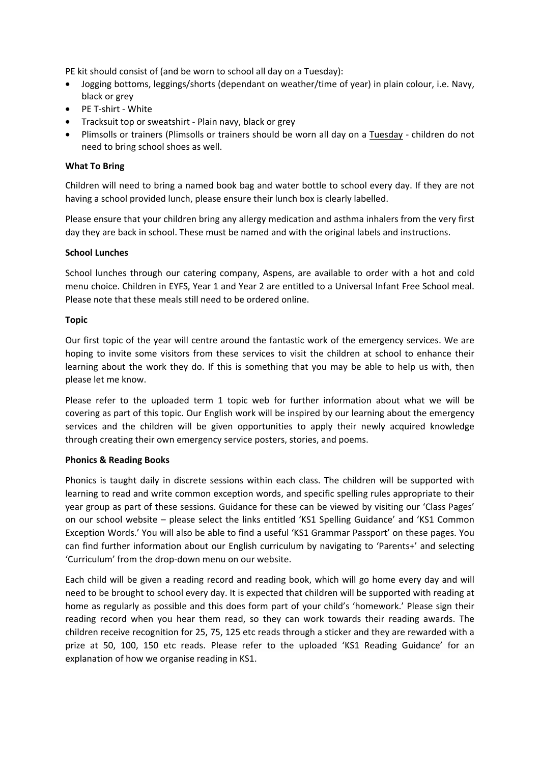PE kit should consist of (and be worn to school all day on a Tuesday):

- Jogging bottoms, leggings/shorts (dependant on weather/time of year) in plain colour, i.e. Navy, black or grey
- PE T-shirt - White
- Tracksuit top or sweatshirt - Plain navy, black or grey
- Plimsolls or trainers (Plimsolls or trainers should be worn all day on a Tuesday - children do not need to bring school shoes as well.

**What To Bring**

Children will need to bring a named book bag and water bottle to school every day. If they are not having a school provided lunch, please ensure their lunch box is clearly labelled.

Please ensure that your children bring any allergy medication and asthma inhalers from the very first day they are back in school. These must be named and with the original labels and instructions.

**School Lunches**

School lunches through our catering company, Aspens, are available to order with a hot and cold menu choice. Children in EYFS, Year 1 and Year 2 are entitled to a Universal Infant Free School meal. Please note that these meals still need to be ordered online.

**Topic**

Our first topic of the year will centre around the fantastic work of the emergency services. We are hoping to invite some visitors from these services to visit the children at school to enhance their learning about the work they do. If this is something that you may be able to help us with, then please let me know.

Please refer to the uploaded term 1 topic web for further information about what we will be covering as part of this topic. Our English work will be inspired by our learning about the emergency services and the children will be given opportunities to apply their newly acquired knowledge through creating their own emergency service posters, stories, and poems.

**Phonics & Reading Books**

Phonics is taught daily in discrete sessions within each class. The children will be supported with learning to read and write common exception words, and specific spelling rules appropriate to their year group as part of these sessions. Guidance for these can be viewed by visiting our 'Class Pages' on our school website – please select the links entitled 'KS1 Spelling Guidance' and 'KS1 Common Exception Words.' You will also be able to find a useful 'KS1 Grammar Passport' on these pages. You can find further information about our English curriculum by navigating to 'Parents+' and selecting 'Curriculum' from the drop-down menu on our website.

Each child will be given a reading record and reading book, which will go home every day and will need to be brought to school every day. It is expected that children will be supported with reading at home as regularly as possible and this does form part of your child's 'homework.' Please sign their reading record when you hear them read, so they can work towards their reading awards. The children receive recognition for 25, 75, 125 etc reads through a sticker and they are rewarded with a prize at 50, 100, 150 etc reads. Please refer to the uploaded 'KS1 Reading Guidance' for an explanation of how we organise reading in KS1.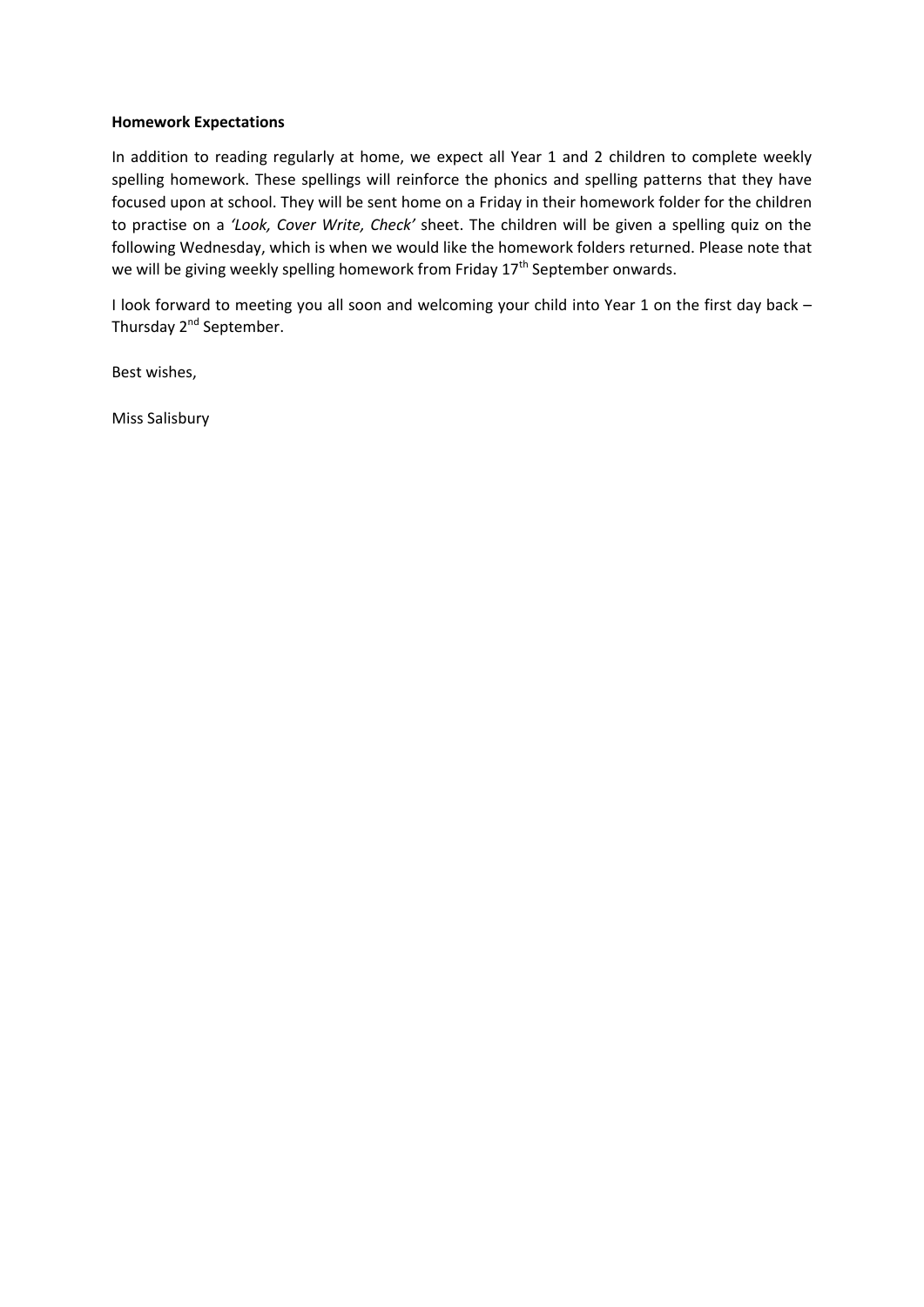**Homework Expectations**

In addition to reading regularly at home, we expect all Year 1 and 2 children to complete weekly spelling homework. These spellings will reinforce the phonics and spelling patterns that they have focused upon at school. They will be sent home on a Friday in their homework folder for the children to practise on a *'Look, Cover Write, Check'* sheet. The children will be given a spelling quiz on the following Wednesday, which is when we would like the homework folders returned. Please note that we will be giving weekly spelling homework from Friday 17th September onwards.

I look forward to meeting you all soon and welcoming your child into Year 1 on the first day back – Thursday 2nd September.

Best wishes,

Miss Salisbury